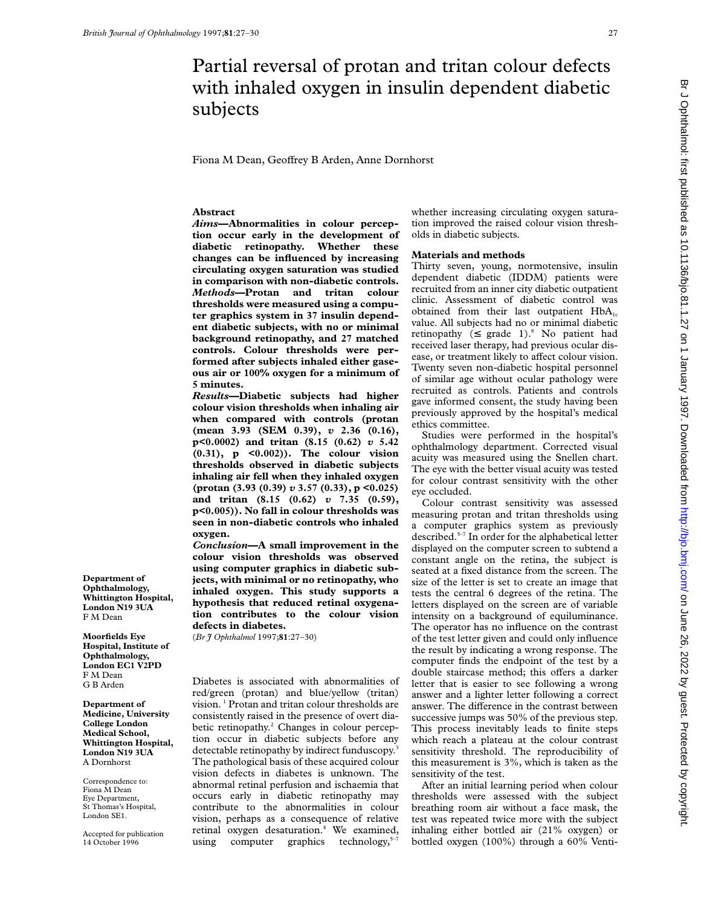# Partial reversal of protan and tritan colour defects with inhaled oxygen in insulin dependent diabetic subjects

Fiona M Dean, Geoffrey B Arden, Anne Dornhorst

Department of Ophthalmology, Whittington Hospital, London N19 3UA
F M Dean

Moorfields Eye Hospital, Institute of Ophthalmology, London EC1 V2PD
F M Dean
G B Arden

Department of Medicine, University College London Medical School, Whittington Hospital, London N19 3UA
A Dornhorst

Correspondence to:
Fiona M Dean
Eye Department,
St Thomas's Hospital,
London SE1.

Accepted for publication 14 October 1996

## Abstract

***Aims*—Abnormalities in colour perception occur early in the development of diabetic retinopathy. Whether these changes can be influenced by increasing circulating oxygen saturation was studied in comparison with non-diabetic controls.**

***Methods*—Protan and tritan colour thresholds were measured using a computer graphics system in 37 insulin dependent diabetic subjects, with no or minimal background retinopathy, and 27 matched controls. Colour thresholds were performed after subjects inhaled either gaseous air or 100% oxygen for a minimum of 5 minutes.**

***Results*—Diabetic subjects had higher colour vision thresholds when inhaling air when compared with controls (protan (mean 3.93 (SEM 0.39), *v* 2.36 (0.16), $p<0.0002$) and tritan (8.15 (0.62) *v* 5.42 (0.31), $p<0.002$)). The colour vision thresholds observed in diabetic subjects inhaling air fell when they inhaled oxygen (protan (3.93 (0.39) *v* 3.57 (0.33), $p<0.025$) and tritan (8.15 (0.62) *v* 7.35 (0.59), $p<0.005$)). No fall in colour thresholds was seen in non-diabetic controls who inhaled oxygen.**

***Conclusion*—A small improvement in the colour vision thresholds was observed using computer graphics in diabetic subjects, with minimal or no retinopathy, who inhaled oxygen. This study supports a hypothesis that reduced retinal oxygenation contributes to the colour vision defects in diabetes.**

(*Br J Ophthalmol* 1997;**81**:27–30)

Diabetes is associated with abnormalities of red/green (protan) and blue/yellow (tritan) vision.[1] Protan and tritan colour thresholds are consistently raised in the presence of overt diabetic retinopathy.[2] Changes in colour perception occur in diabetic subjects before any detectable retinopathy by indirect funduscopy.[3] The pathological basis of these acquired colour vision defects in diabetes is unknown. The abnormal retinal perfusion and ischaemia that occurs early in diabetic retinopathy may contribute to the abnormalities in colour vision, perhaps as a consequence of relative retinal oxygen desaturation.[4] We examined, using computer graphics technology,[5–7] whether increasing circulating oxygen saturation improved the raised colour vision thresholds in diabetic subjects.

## Materials and methods

Thirty seven, young, normotensive, insulin dependent diabetic (IDDM) patients were recruited from an inner city diabetic outpatient clinic. Assessment of diabetic control was obtained from their last outpatient $HbA_{1c}$ value. All subjects had no or minimal diabetic retinopathy ($\leq$ grade 1).[8] No patient had received laser therapy, had previous ocular disease, or treatment likely to affect colour vision. Twenty seven non-diabetic hospital personnel of similar age without ocular pathology were recruited as controls. Patients and controls gave informed consent, the study having been previously approved by the hospital's medical ethics committee.

Studies were performed in the hospital's ophthalmology department. Corrected visual acuity was measured using the Snellen chart. The eye with the better visual acuity was tested for colour contrast sensitivity with the other eye occluded.

Colour contrast sensitivity was assessed measuring protan and tritan thresholds using a computer graphics system as previously described.[5–7] In order for the alphabetical letter displayed on the computer screen to subtend a constant angle on the retina, the subject is seated at a fixed distance from the screen. The size of the letter is set to create an image that tests the central 6 degrees of the retina. The letters displayed on the screen are of variable intensity on a background of equiluminance. The operator has no influence on the contrast of the test letter given and could only influence the result by indicating a wrong response. The computer finds the endpoint of the test by a double staircase method; this offers a darker letter that is easier to see following a wrong answer and a lighter letter following a correct answer. The difference in the contrast between successive jumps was 50% of the previous step. This process inevitably leads to finite steps which reach a plateau at the colour contrast sensitivity threshold. The reproducibility of this measurement is 3%, which is taken as the sensitivity of the test.

After an initial learning period when colour thresholds were assessed with the subject breathing room air without a face mask, the test was repeated twice more with the subject inhaling either bottled air (21% oxygen) or bottled oxygen (100%) through a 60% Venti-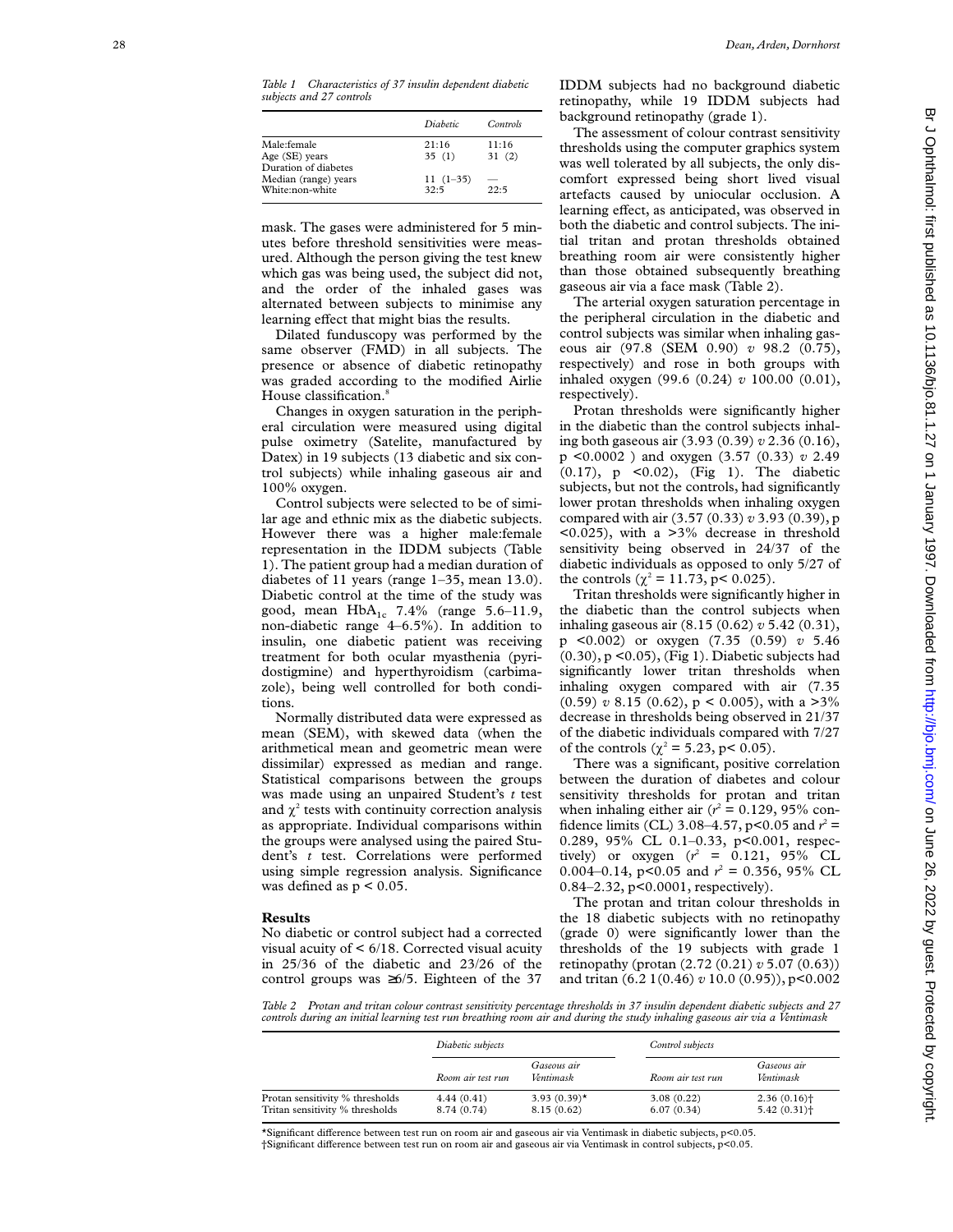*Table 1 Characteristics of 37 insulin dependent diabetic subjects and 27 controls*

| | *Diabetic* | *Controls* |
|---|---|---|
| Male:female | 21:16 | 11:16 |
| Age (SE) years | 35 (1) | 31 (2) |
| Duration of diabetes | | |
| Median (range) years | 11 (1–35) | — |
| White:non-white | 32:5 | 22:5 |

mask. The gases were administered for 5 minutes before threshold sensitivities were measured. Although the person giving the test knew which gas was being used, the subject did not, and the order of the inhaled gases was alternated between subjects to minimise any learning effect that might bias the results.

Dilated funduscopy was performed by the same observer (FMD) in all subjects. The presence or absence of diabetic retinopathy was graded according to the modified Airlie House classification.[8]

Changes in oxygen saturation in the peripheral circulation were measured using digital pulse oximetry (Satelite, manufactured by Datex) in 19 subjects (13 diabetic and six control subjects) while inhaling gaseous air and 100% oxygen.

Control subjects were selected to be of similar age and ethnic mix as the diabetic subjects. However there was a higher male:female representation in the IDDM subjects (Table 1). The patient group had a median duration of diabetes of 11 years (range 1–35, mean 13.0). Diabetic control at the time of the study was good, mean $HbA_{1c}$ 7.4% (range 5.6–11.9, non-diabetic range 4–6.5%). In addition to insulin, one diabetic patient was receiving treatment for both ocular myasthenia (pyridostigmine) and hyperthyroidism (carbimazole), being well controlled for both conditions.

Normally distributed data were expressed as mean (SEM), with skewed data (when the arithmetical mean and geometric mean were dissimilar) expressed as median and range. Statistical comparisons between the groups was made using an unpaired Student's *t* test and $\chi^2$ tests with continuity correction analysis as appropriate. Individual comparisons within the groups were analysed using the paired Student's *t* test. Correlations were performed using simple regression analysis. Significance was defined as $p < 0.05$.

## Results

No diabetic or control subject had a corrected visual acuity of < 6/18. Corrected visual acuity in 25/36 of the diabetic and 23/26 of the control groups was ≥6/5. Eighteen of the 37 IDDM subjects had no background diabetic retinopathy, while 19 IDDM subjects had background retinopathy (grade 1).

The assessment of colour contrast sensitivity thresholds using the computer graphics system was well tolerated by all subjects, the only discomfort expressed being short lived visual artefacts caused by uniocular occlusion. A learning effect, as anticipated, was observed in both the diabetic and control subjects. The initial tritan and protan thresholds obtained breathing room air were consistently higher than those obtained subsequently breathing gaseous air via a face mask (Table 2).

The arterial oxygen saturation percentage in the peripheral circulation in the diabetic and control subjects was similar when inhaling gaseous air (97.8 (SEM 0.90) *v* 98.2 (0.75), respectively) and rose in both groups with inhaled oxygen (99.6 (0.24) *v* 100.00 (0.01), respectively).

Protan thresholds were significantly higher in the diabetic than the control subjects inhaling both gaseous air (3.93 (0.39) *v* 2.36 (0.16), $p < 0.0002$ ) and oxygen (3.57 (0.33) *v* 2.49 (0.17), $p < 0.02$), (Fig 1). The diabetic subjects, but not the controls, had significantly lower protan thresholds when inhaling oxygen compared with air (3.57 (0.33) *v* 3.93 (0.39), $p < 0.025$), with a >3% decrease in threshold sensitivity being observed in 24/37 of the diabetic individuals as opposed to only 5/27 of the controls ($\chi^2 = 11.73$, $p < 0.025$).

Tritan thresholds were significantly higher in the diabetic than the control subjects when inhaling gaseous air (8.15 (0.62) *v* 5.42 (0.31), $p < 0.002$) or oxygen (7.35 (0.59) *v* 5.46 (0.30), $p < 0.05$), (Fig 1). Diabetic subjects had significantly lower tritan thresholds when inhaling oxygen compared with air (7.35 (0.59) *v* 8.15 (0.62), $p < 0.005$), with a >3% decrease in thresholds being observed in 21/37 of the diabetic individuals compared with 7/27 of the controls ($\chi^2 = 5.23$, $p < 0.05$).

There was a significant, positive correlation between the duration of diabetes and colour sensitivity thresholds for protan and tritan when inhaling either air ($r^2 = 0.129$, 95% confidence limits (CL) 3.08–4.57, $p < 0.05$ and $r^2 = 0.289$, 95% CL 0.1–0.33, $p < 0.001$, respectively) or oxygen ($r^2 = 0.121$, 95% CL 0.004–0.14, $p < 0.05$ and $r^2 = 0.356$, 95% CL 0.84–2.32, $p < 0.0001$, respectively).

The protan and tritan colour thresholds in the 18 diabetic subjects with no retinopathy (grade 0) were significantly lower than the thresholds of the 19 subjects with grade 1 retinopathy (protan (2.72 (0.21) *v* 5.07 (0.63)) and tritan (6.2 1(0.46) *v* 10.0 (0.95)), $p < 0.002$

*Table 2 Protan and tritan colour contrast sensitivity percentage thresholds in 37 insulin dependent diabetic subjects and 27 controls during an initial learning test run breathing room air and during the study inhaling gaseous air via a Ventimask*

| | *Diabetic subjects* | | *Control subjects* | |
|---|---|---|---|---|
| | *Room air test run* | *Gaseous air Ventimask* | *Room air test run* | *Gaseous air Ventimask* |
| Protan sensitivity % thresholds | 4.44 (0.41) | 3.93 (0.39)* | 3.08 (0.22) | 2.36 (0.16)† |
| Tritan sensitivity % thresholds | 8.74 (0.74) | 8.15 (0.62) | 6.07 (0.34) | 5.42 (0.31)† |

*Significant difference between test run on room air and gaseous air via Ventimask in diabetic subjects, $p < 0.05$.
†Significant difference between test run on room air and gaseous air via Ventimask in control subjects, $p < 0.05$.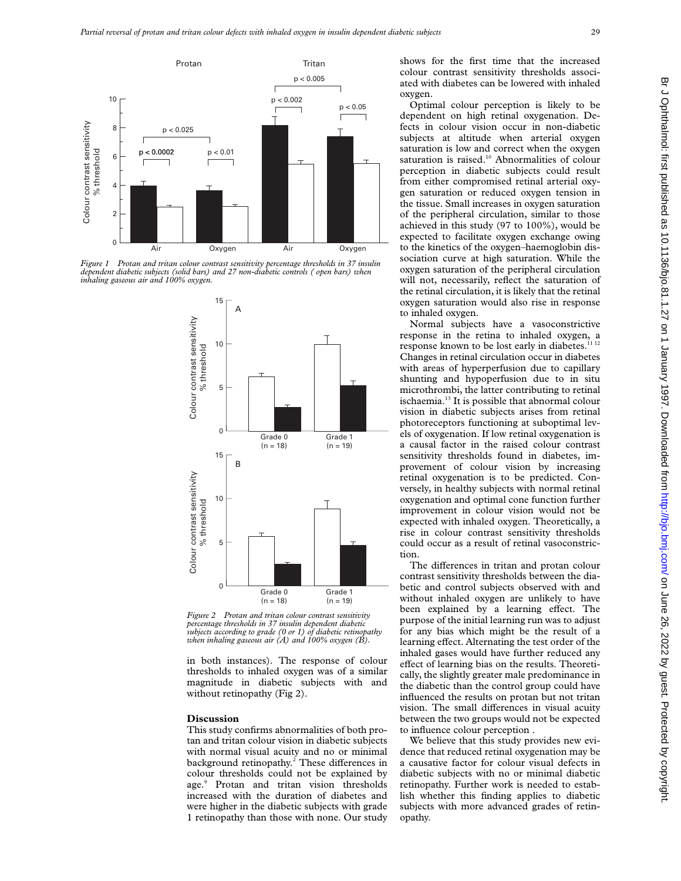*Figure 1 Protan and tritan colour contrast sensitivity percentage thresholds in 37 insulin dependent diabetic subjects (solid bars) and 27 non-diabetic controls ( open bars) when inhaling gaseous air and 100% oxygen.*

*Figure 2 Protan and tritan colour contrast sensitivity percentage thresholds in 37 insulin dependent diabetic subjects according to grade (0 or 1) of diabetic retinopathy when inhaling gaseous air (A) and 100% oxygen (B).*

in both instances). The response of colour thresholds to inhaled oxygen was of a similar magnitude in diabetic subjects with and without retinopathy (Fig 2).

## Discussion

This study confirms abnormalities of both protan and tritan colour vision in diabetic subjects with normal visual acuity and no or minimal background retinopathy.[2] These differences in colour thresholds could not be explained by age.[9] Protan and tritan vision thresholds increased with the duration of diabetes and were higher in the diabetic subjects with grade 1 retinopathy than those with none. Our study shows for the first time that the increased colour contrast sensitivity thresholds associated with diabetes can be lowered with inhaled oxygen.

Optimal colour perception is likely to be dependent on high retinal oxygenation. Defects in colour vision occur in non-diabetic subjects at altitude when arterial oxygen saturation is low and correct when the oxygen saturation is raised.[10] Abnormalities of colour perception in diabetic subjects could result from either compromised retinal arterial oxygen saturation or reduced oxygen tension in the tissue. Small increases in oxygen saturation of the peripheral circulation, similar to those achieved in this study (97 to 100%), would be expected to facilitate oxygen exchange owing to the kinetics of the oxygen–haemoglobin dissociation curve at high saturation. While the oxygen saturation of the peripheral circulation will not, necessarily, reflect the saturation of the retinal circulation, it is likely that the retinal oxygen saturation would also rise in response to inhaled oxygen.

Normal subjects have a vasoconstrictive response in the retina to inhaled oxygen, a response known to be lost early in diabetes.[11 12] Changes in retinal circulation occur in diabetes with areas of hyperperfusion due to capillary shunting and hypoperfusion due to in situ microthrombi, the latter contributing to retinal ischaemia.[13] It is possible that abnormal colour vision in diabetic subjects arises from retinal photoreceptors functioning at suboptimal levels of oxygenation. If low retinal oxygenation is a causal factor in the raised colour contrast sensitivity thresholds found in diabetes, improvement of colour vision by increasing retinal oxygenation is to be predicted. Conversely, in healthy subjects with normal retinal oxygenation and optimal cone function further improvement in colour vision would not be expected with inhaled oxygen. Theoretically, a rise in colour contrast sensitivity thresholds could occur as a result of retinal vasoconstriction.

The differences in tritan and protan colour contrast sensitivity thresholds between the diabetic and control subjects observed with and without inhaled oxygen are unlikely to have been explained by a learning effect. The purpose of the initial learning run was to adjust for any bias which might be the result of a learning effect. Alternating the test order of the inhaled gases would have further reduced any effect of learning bias on the results. Theoretically, the slightly greater male predominance in the diabetic than the control group could have influenced the results on protan but not tritan vision. The small differences in visual acuity between the two groups would not be expected to influence colour perception .

We believe that this study provides new evidence that reduced retinal oxygenation may be a causative factor for colour visual defects in diabetic subjects with no or minimal diabetic retinopathy. Further work is needed to establish whether this finding applies to diabetic subjects with more advanced grades of retinopathy.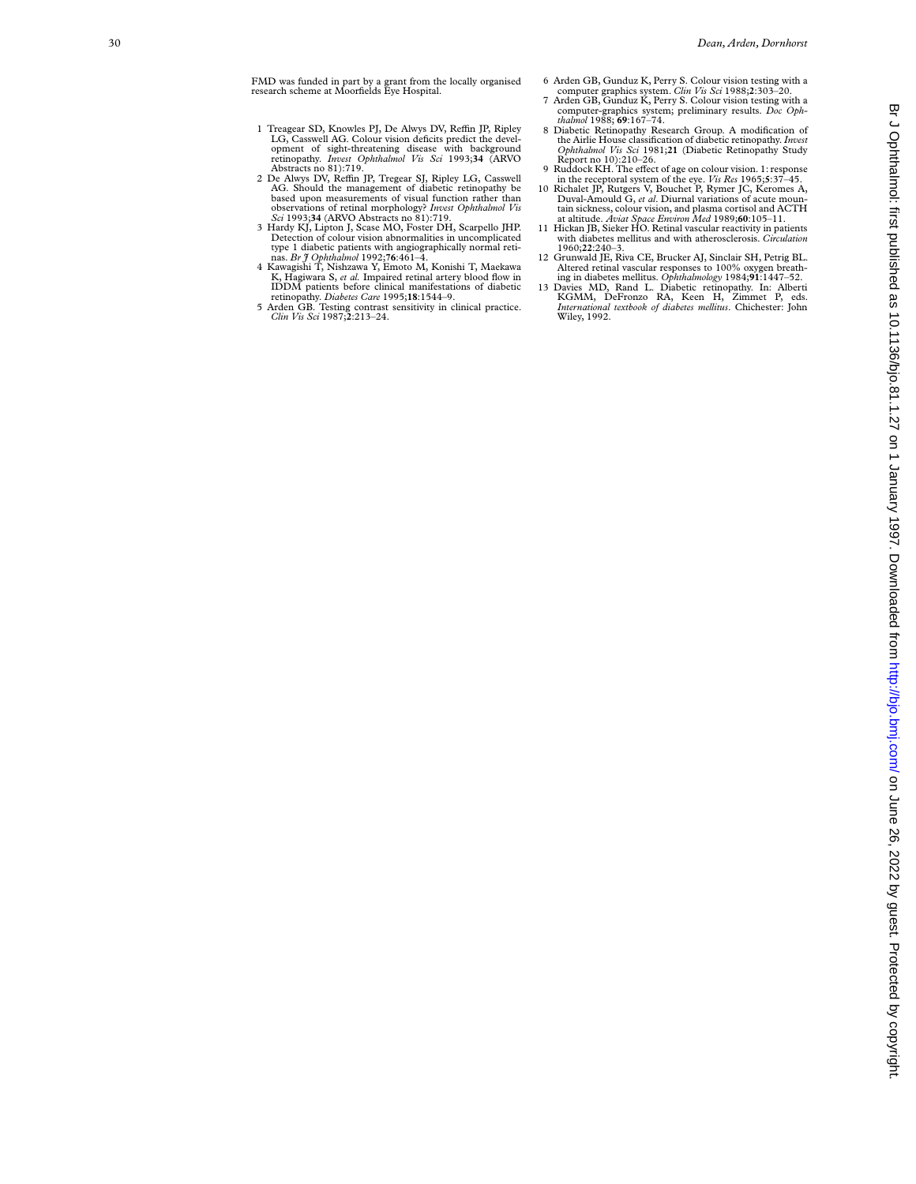FMD was funded in part by a grant from the locally organised research scheme at Moorfields Eye Hospital.

1 Treagear SD, Knowles PJ, De Alwys DV, Reffin JP, Ripley LG, Casswell AG. Colour vision deficits predict the development of sight-threatening disease with background retinopathy. *Invest Ophthalmol Vis Sci* 1993;**34** (ARVO Abstracts no 81):719.
2 De Alwys DV, Reffin JP, Tregear SJ, Ripley LG, Casswell AG. Should the management of diabetic retinopathy be based upon measurements of visual function rather than observations of retinal morphology? *Invest Ophthalmol Vis Sci* 1993;**34** (ARVO Abstracts no 81):719.
3 Hardy KJ, Lipton J, Scase MO, Foster DH, Scarpello JHP. Detection of colour vision abnormalities in uncomplicated type 1 diabetic patients with angiographically normal retinas. *Br J Ophthalmol* 1992;**76**:461–4.
4 Kawagishi T, Nishzawa Y, Emoto M, Konishi T, Maekawa K, Hagiwara S, *et al*. Impaired retinal artery blood flow in IDDM patients before clinical manifestations of diabetic retinopathy. *Diabetes Care* 1995;**18**:1544–9.
5 Arden GB. Testing contrast sensitivity in clinical practice. *Clin Vis Sci* 1987;**2**:213–24.
6 Arden GB, Gunduz K, Perry S. Colour vision testing with a computer graphics system. *Clin Vis Sci* 1988;**2**:303–20.
7 Arden GB, Gunduz K, Perry S. Colour vision testing with a computer-graphics system; preliminary results. *Doc Ophthalmol* 1988; **69**:167–74.
8 Diabetic Retinopathy Research Group. A modification of the Airlie House classification of diabetic retinopathy. *Invest Ophthalmol Vis Sci* 1981;**21** (Diabetic Retinopathy Study Report no 10):210–26.
9 Ruddock KH. The effect of age on colour vision. 1: response in the receptoral system of the eye. *Vis Res* 1965;**5**:37–45.
10 Richalet JP, Rutgers V, Bouchet P, Rymer JC, Keromes A, Duval-Amould G, *et al*. Diurnal variations of acute mountain sickness, colour vision, and plasma cortisol and ACTH at altitude. *Aviat Space Environ Med* 1989;**60**:105–11.
11 Hickan JB, Sieker HO. Retinal vascular reactivity in patients with diabetes mellitus and with atherosclerosis. *Circulation* 1960;**22**:240–3.
12 Grunwald JE, Riva CE, Brucker AJ, Sinclair SH, Petrig BL. Altered retinal vascular responses to 100% oxygen breathing in diabetes mellitus. *Ophthalmology* 1984;**91**:1447–52.
13 Davies MD, Rand L. Diabetic retinopathy. In: Alberti KGMM, DeFronzo RA, Keen H, Zimmet P, eds. *International textbook of diabetes mellitus*. Chichester: John Wiley, 1992.